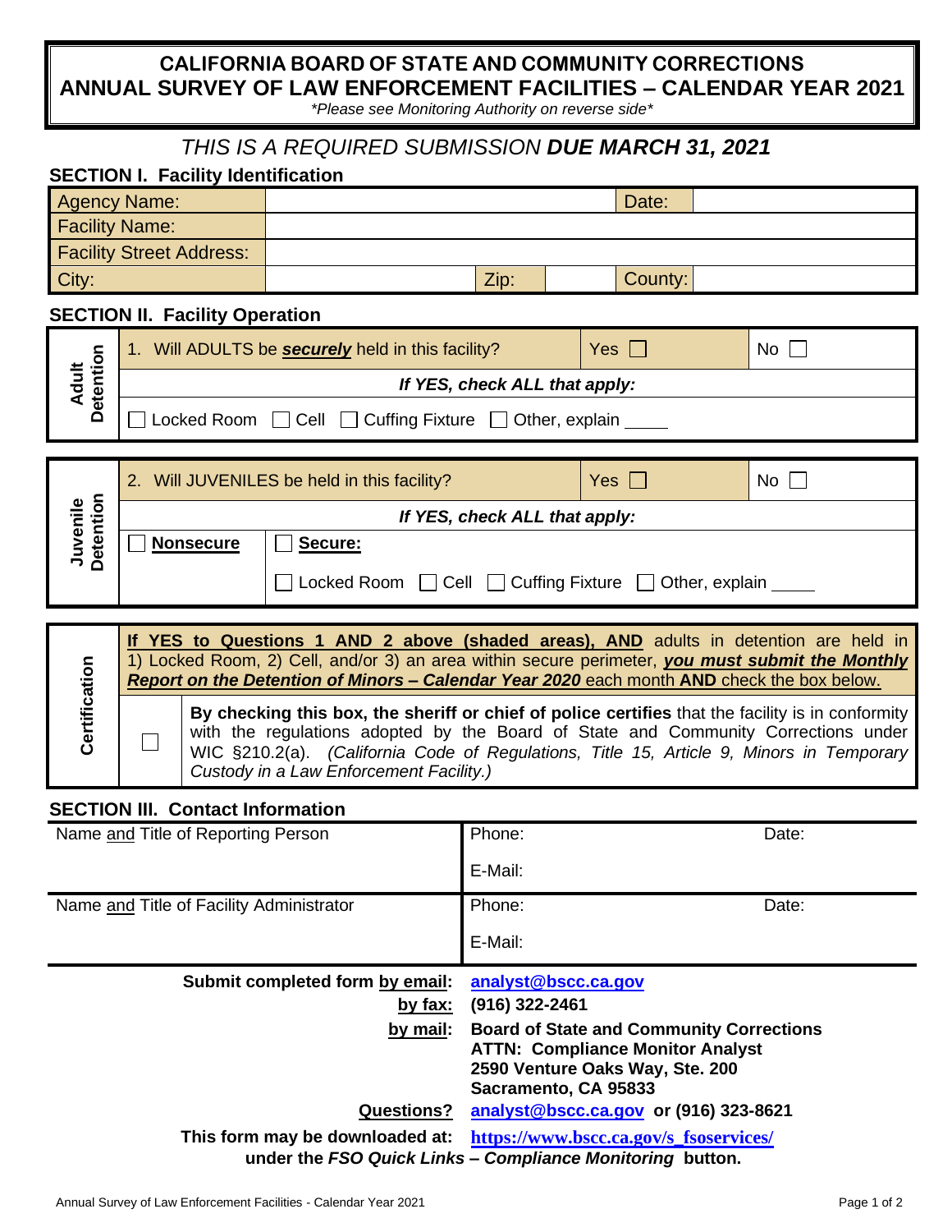# CALIFORNIA BOARD OF STATE AND COMMUNITY CORRECTIONS
# ANNUAL SURVEY OF LAW ENFORCEMENT FACILITIES – CALENDAR YEAR 2021

*\*Please see Monitoring Authority on reverse side\**

## *THIS IS A REQUIRED SUBMISSION **DUE MARCH 31, 2021***

### SECTION I. Facility Identification

| Agency Name: | | | | Date: | |
|---|---|---|---|---|---|
| Facility Name: | | | | | |
| Facility Street Address: | | | | | |
| City: | | Zip: | | County: | |

### SECTION II. Facility Operation

| Adult Detention | | | |
|---|---|---|---|
| | 1. Will ADULTS be ***securely*** held in this facility? | Yes ☐ | No ☐ |
| | ***If YES, check ALL that apply:*** | | |
| | ☐ Locked Room ☐ Cell ☐ Cuffing Fixture ☐ Other, explain _____ | | |

| Juvenile Detention | | | | |
|---|---|---|---|---|
| | 2. Will JUVENILES be held in this facility? | | Yes ☐ | No ☐ |
| | ***If YES, check ALL that apply:*** | | | |
| | ☐ **Nonsecure** | ☐ **Secure:** ☐ Locked Room ☐ Cell ☐ Cuffing Fixture ☐ Other, explain _____ | | |

| Certification | |
|---|---|
| | **If YES to Questions 1 AND 2 above (shaded areas), AND** adults in detention are held in 1) Locked Room, 2) Cell, and/or 3) an area within secure perimeter, ***you must submit the Monthly Report on the Detention of Minors – Calendar Year 2020*** each month **AND** check the box below. |
| ☐ | **By checking this box, the sheriff or chief of police certifies** that the facility is in conformity with the regulations adopted by the Board of State and Community Corrections under WIC §210.2(a). *(California Code of Regulations, Title 15, Article 9, Minors in Temporary Custody in a Law Enforcement Facility.)* |

### SECTION III. Contact Information

| Name and Title of Reporting Person | Phone: | Date: |
|---|---|---|
| | E-Mail: | |
| **Name and Title of Facility Administrator** | Phone: | Date: |
| | E-Mail: | |

**Submit completed form by email:** analyst@bscc.ca.gov

**by fax:** (916) 322-2461

**by mail:** **Board of State and Community Corrections**
**ATTN: Compliance Monitor Analyst**
**2590 Venture Oaks Way, Ste. 200**
**Sacramento, CA 95833**

**Questions?** analyst@bscc.ca.gov **or (916) 323-8621**

**This form may be downloaded at:** https://www.bscc.ca.gov/s_fsoservices/
**under the *FSO Quick Links – Compliance Monitoring* button.**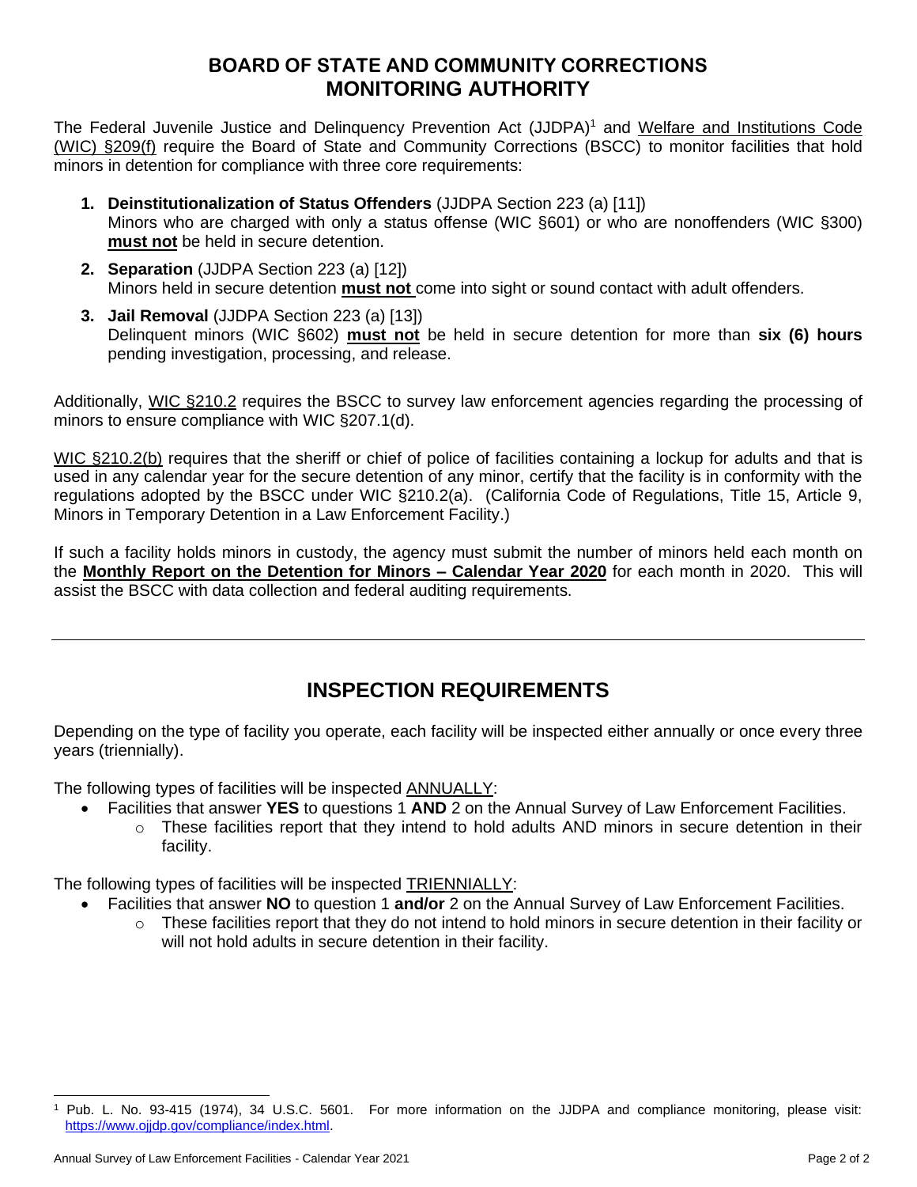# BOARD OF STATE AND COMMUNITY CORRECTIONS
# MONITORING AUTHORITY

The Federal Juvenile Justice and Delinquency Prevention Act (JJDPA)[1] and Welfare and Institutions Code (WIC) §209(f) require the Board of State and Community Corrections (BSCC) to monitor facilities that hold minors in detention for compliance with three core requirements:

1. **Deinstitutionalization of Status Offenders** (JJDPA Section 223 (a) [11])
   Minors who are charged with only a status offense (WIC §601) or who are nonoffenders (WIC §300) **must not** be held in secure detention.
2. **Separation** (JJDPA Section 223 (a) [12])
   Minors held in secure detention **must not** come into sight or sound contact with adult offenders.
3. **Jail Removal** (JJDPA Section 223 (a) [13])
   Delinquent minors (WIC §602) **must not** be held in secure detention for more than **six (6) hours** pending investigation, processing, and release.

Additionally, WIC §210.2 requires the BSCC to survey law enforcement agencies regarding the processing of minors to ensure compliance with WIC §207.1(d).

WIC §210.2(b) requires that the sheriff or chief of police of facilities containing a lockup for adults and that is used in any calendar year for the secure detention of any minor, certify that the facility is in conformity with the regulations adopted by the BSCC under WIC §210.2(a). (California Code of Regulations, Title 15, Article 9, Minors in Temporary Detention in a Law Enforcement Facility.)

If such a facility holds minors in custody, the agency must submit the number of minors held each month on the **Monthly Report on the Detention for Minors – Calendar Year 2020** for each month in 2020. This will assist the BSCC with data collection and federal auditing requirements.

---

## INSPECTION REQUIREMENTS

Depending on the type of facility you operate, each facility will be inspected either annually or once every three years (triennially).

The following types of facilities will be inspected ANNUALLY:

- Facilities that answer **YES** to questions 1 **AND** 2 on the Annual Survey of Law Enforcement Facilities.
  - These facilities report that they intend to hold adults AND minors in secure detention in their facility.

The following types of facilities will be inspected TRIENNIALLY:

- Facilities that answer **NO** to question 1 **and/or** 2 on the Annual Survey of Law Enforcement Facilities.
  - These facilities report that they do not intend to hold minors in secure detention in their facility or will not hold adults in secure detention in their facility.

---

[1] Pub. L. No. 93-415 (1974), 34 U.S.C. 5601. For more information on the JJDPA and compliance monitoring, please visit: https://www.ojjdp.gov/compliance/index.html.